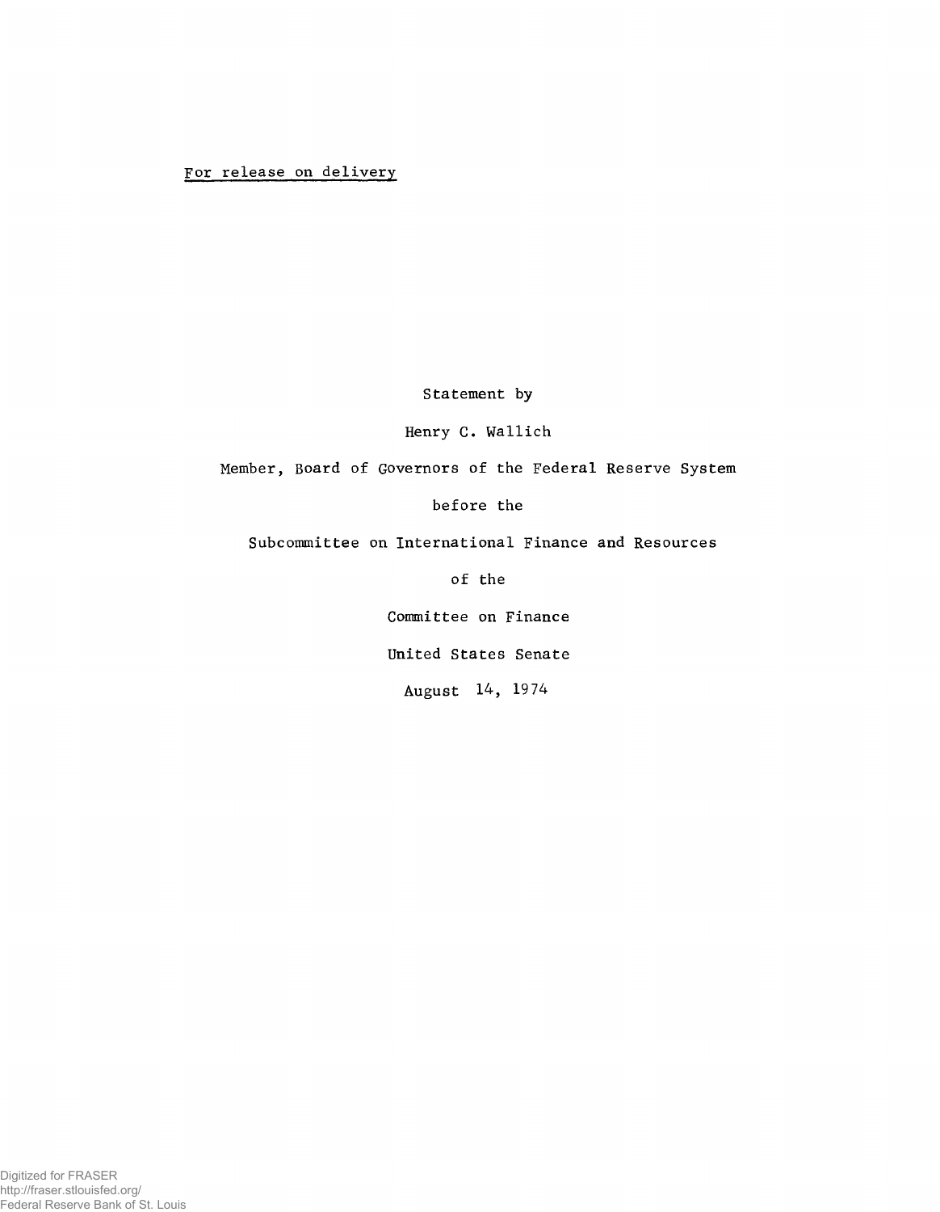For release on delivery

Statement by

Henry C. Wallich

Member, Board of Governors of the Federal Reserve System

before the

Subcommittee on International Finance and Resources

of the

Committee on Finance

United States Senate

August 14, 1974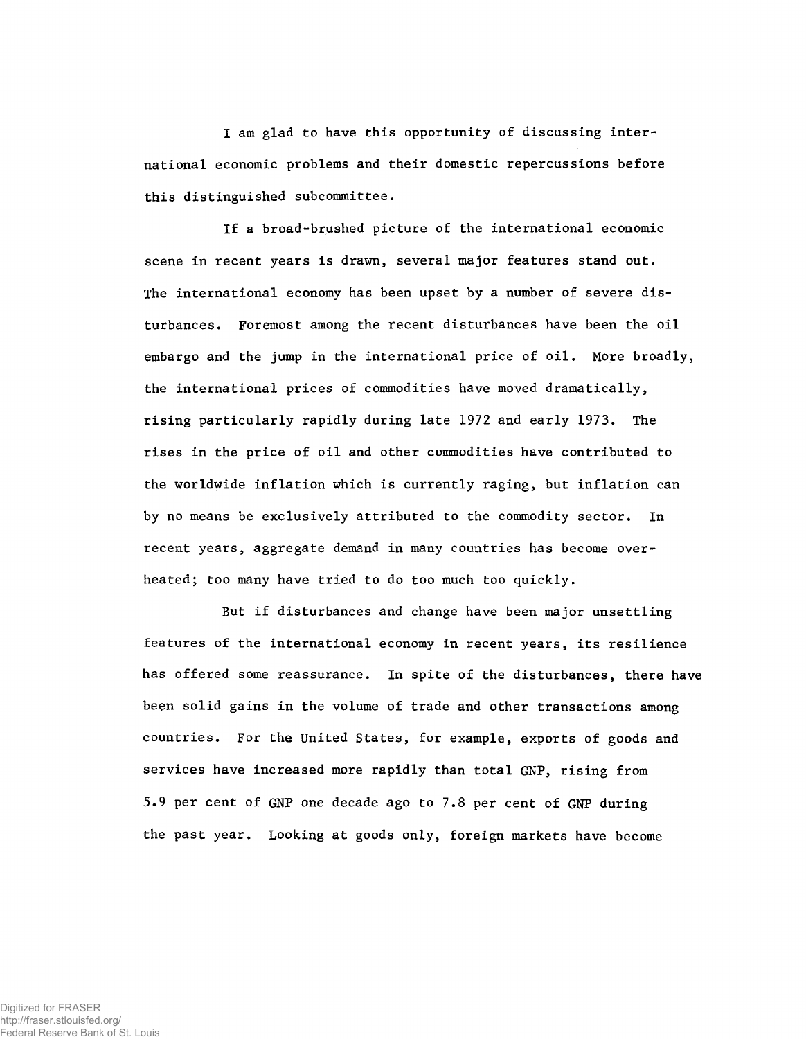I am glad to have this opportunity of discussing international economic problems and their domestic repercussions before this distinguished subcommittee.

If a broad-brushed picture of the international economic scene in recent years is drawn, several major features stand out. The international economy has been upset by a number of severe disturbances. Foremost among the recent disturbances have been the oil embargo and the jump in the international price of oil. More broadly, the international prices of commodities have moved dramatically, rising particularly rapidly during late 1972 and early 1973. The rises in the price of oil and other commodities have contributed to the worldwide inflation which is currently raging, but inflation can by no means be exclusively attributed to the commodity sector. In recent years, aggregate demand in many countries has become overheated; too many have tried to do too much too quickly.

But if disturbances and change have been major unsettling features of the international economy in recent years, its resilience has offered some reassurance. In spite of the disturbances, there have been solid gains in the volume of trade and other transactions among countries. For the United States, for example, exports of goods and services have increased more rapidly than total GNP, rising from 5.9 per cent of GNP one decade ago to 7.8 per cent of GNP during the past year. Looking at goods only, foreign markets have become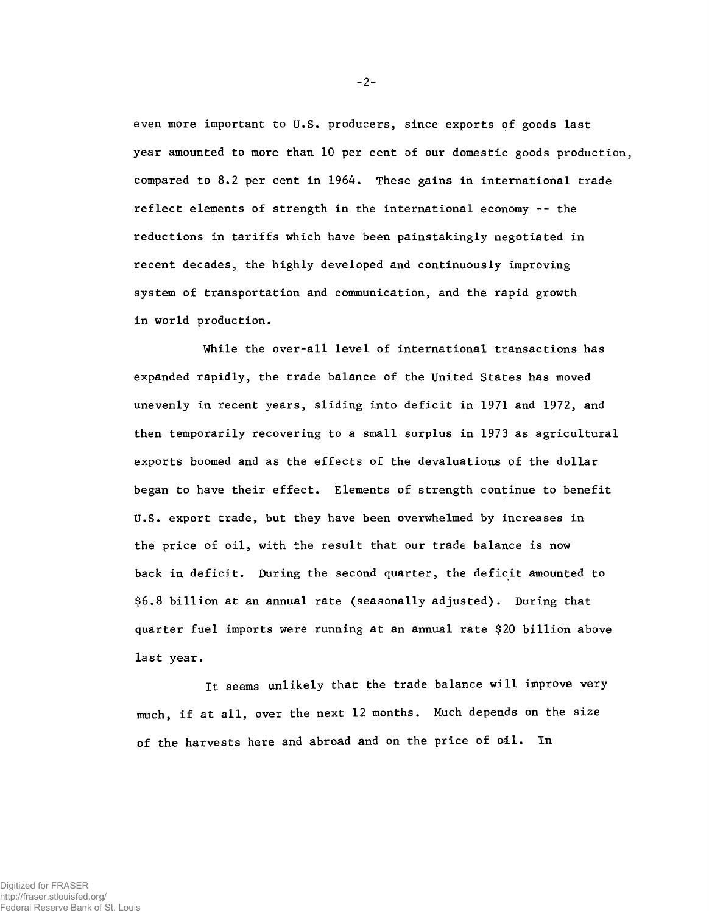even more important to U.S. producers, since exports of goods last year amounted to more than 10 per cent of our domestic goods production, compared to 8.2 per cent in 1964. These gains in international trade reflect elements of strength in the international economy -- the reductions in tariffs which have been painstakingly negotiated in recent decades, the highly developed and continuously improving system of transportation and communication, and the rapid growth in world production.

While the over-all level of international transactions has expanded rapidly, the trade balance of the United States has moved unevenly in recent years, sliding into deficit in 1971 and 1972, and then temporarily recovering to a small surplus in 1973 as agricultural exports boomed and as the effects of the devaluations of the dollar began to have their effect. Elements of strength continue to benefit U.S. export trade, but they have been overwhelmed by increases in the price of oil, with the result that our trade balance is now back in deficit. During the second quarter, the deficit amounted to $6.8 billion at an annual rate (seasonally adjusted). During that quarter fuel imports were running at an annual rate $20 billion above last year.

It seems unlikely that the trade balance will improve very much, if at all, over the next 12 months. Much depends on the size of the harvests here and abroad and on the price of oil. In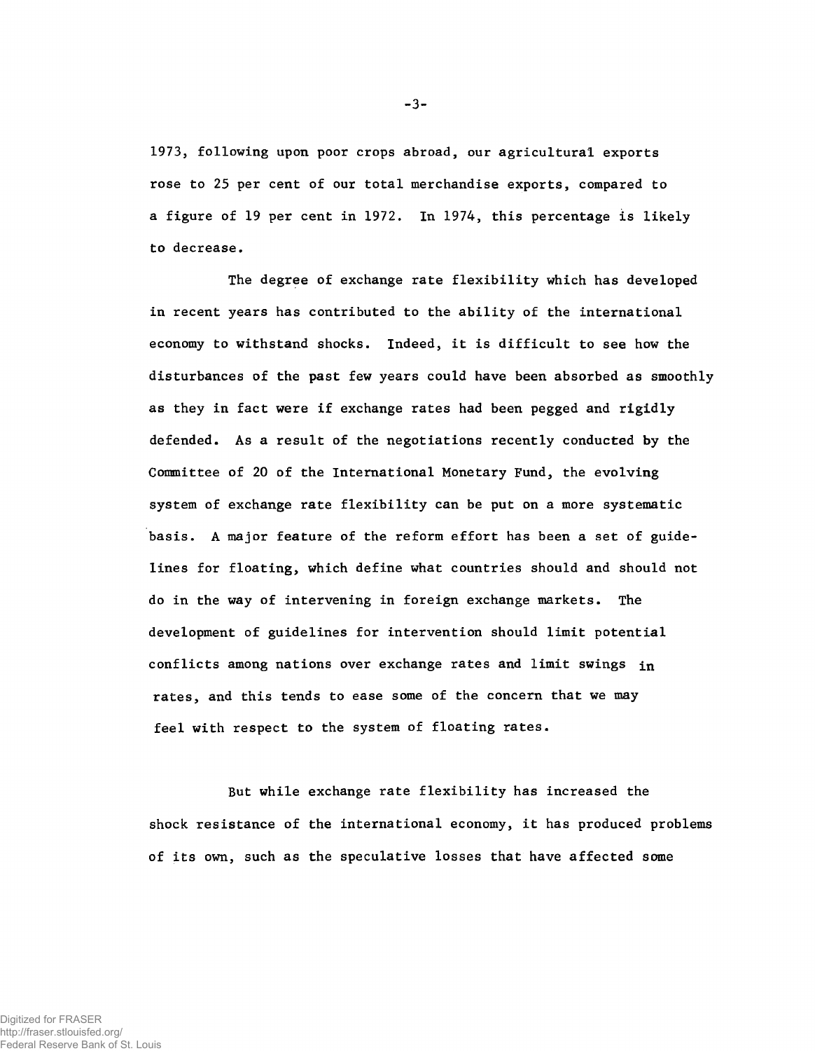1973, following upon poor crops abroad, our agricultural exports rose to 25 per cent of our total merchandise exports, compared to a figure of 19 per cent in 1972. In 1974, this percentage is likely to decrease.

The degree of exchange rate flexibility which has developed in recent years has contributed to the ability of the international economy to withstand shocks. Indeed, it is difficult to see how the disturbances of the past few years could have been absorbed as smoothly as they in fact were if exchange rates had been pegged and rigidly defended. As a result of the negotiations recently conducted by the Committee of 20 of the International Monetary Fund, the evolving system of exchange rate flexibility can be put on a more systematic basis. A major feature of the reform effort has been a set of guidelines for floating, which define what countries should and should not do in the way of intervening in foreign exchange markets. The development of guidelines for intervention should limit potential conflicts among nations over exchange rates and limit swings in rates, and this tends to ease some of the concern that we may feel with respect to the system of floating rates.

But while exchange rate flexibility has increased the shock resistance of the international economy, it has produced problems of its own, such as the speculative losses that have affected some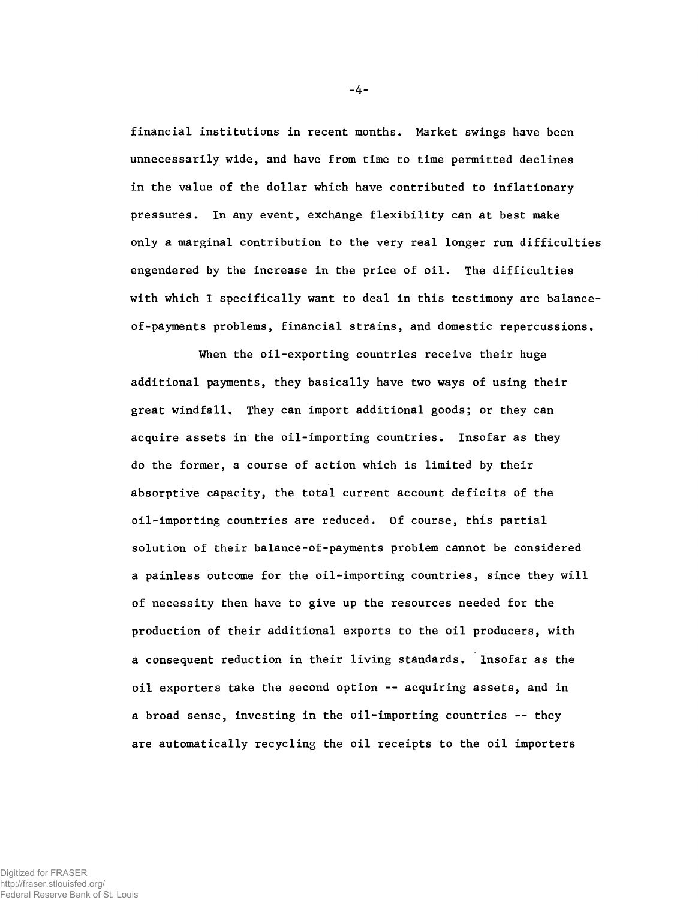financial institutions in recent months. Market swings have been unnecessarily wide, and have from time to time permitted declines in the value of the dollar which have contributed to inflationary pressures. In any event, exchange flexibility can at best make only a marginal contribution to the very real longer run difficulties engendered by the increase in the price of oil. The difficulties with which I specifically want to deal in this testimony are balance-of-payments problems, financial strains, and domestic repercussions.

When the oil-exporting countries receive their huge additional payments, they basically have two ways of using their great windfall. They can import additional goods; or they can acquire assets in the oil-importing countries. Insofar as they do the former, a course of action which is limited by their absorptive capacity, the total current account deficits of the oil-importing countries are reduced. Of course, this partial solution of their balance-of-payments problem cannot be considered a painless outcome for the oil-importing countries, since they will of necessity then have to give up the resources needed for the production of their additional exports to the oil producers, with a consequent reduction in their living standards. Insofar as the oil exporters take the second option -- acquiring assets, and in a broad sense, investing in the oil-importing countries -- they are automatically recycling the oil receipts to the oil importers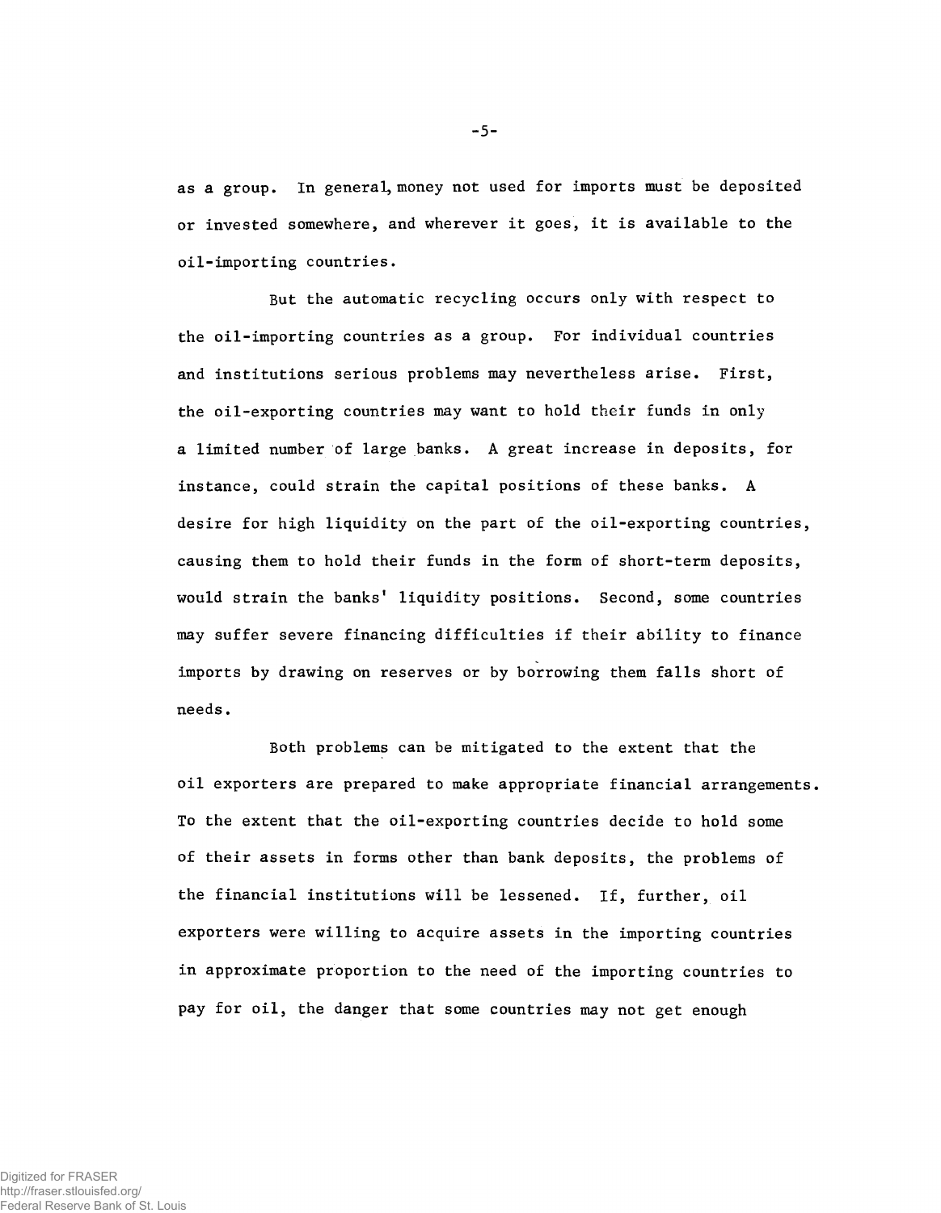as a group. In general, money not used for imports must be deposited or invested somewhere, and wherever it goes, it is available to the oil-importing countries.

But the automatic recycling occurs only with respect to the oil-importing countries as a group. For individual countries and institutions serious problems may nevertheless arise. First, the oil-exporting countries may want to hold their funds in only a limited number of large banks. A great increase in deposits, for instance, could strain the capital positions of these banks. A desire for high liquidity on the part of the oil-exporting countries, causing them to hold their funds in the form of short-term deposits, would strain the banks' liquidity positions. Second, some countries may suffer severe financing difficulties if their ability to finance imports by drawing on reserves or by borrowing them falls short of needs.

Both problems can be mitigated to the extent that the oil exporters are prepared to make appropriate financial arrangements. To the extent that the oil-exporting countries decide to hold some of their assets in forms other than bank deposits, the problems of the financial institutions will be lessened. If, further, oil exporters were willing to acquire assets in the importing countries in approximate proportion to the need of the importing countries to pay for oil, the danger that some countries may not get enough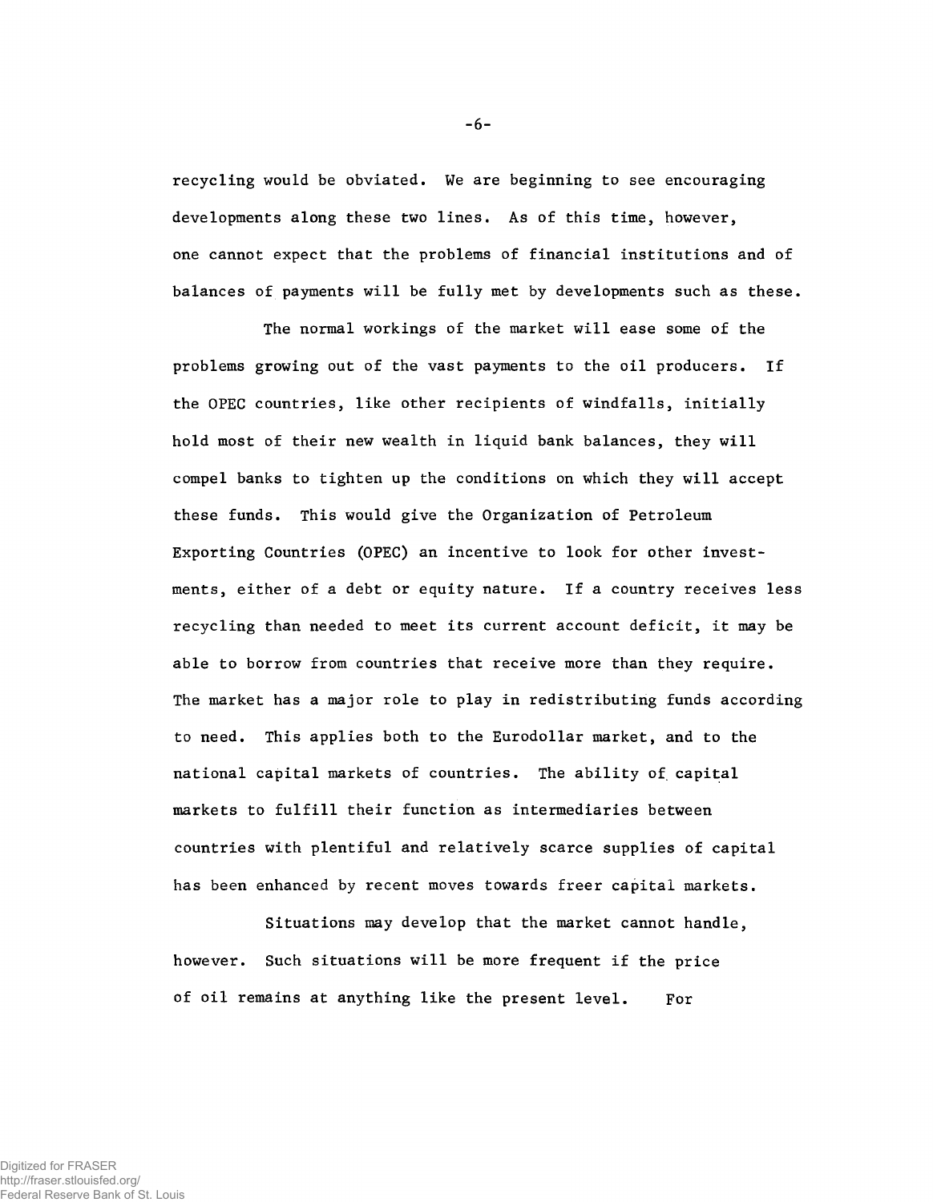recycling would be obviated. We are beginning to see encouraging developments along these two lines. As of this time, however, one cannot expect that the problems of financial institutions and of balances of payments will be fully met by developments such as these.

The normal workings of the market will ease some of the problems growing out of the vast payments to the oil producers. If the OPEC countries, like other recipients of windfalls, initially hold most of their new wealth in liquid bank balances, they will compel banks to tighten up the conditions on which they will accept these funds. This would give the Organization of Petroleum Exporting Countries (OPEC) an incentive to look for other investments, either of a debt or equity nature. If a country receives less recycling than needed to meet its current account deficit, it may be able to borrow from countries that receive more than they require. The market has a major role to play in redistributing funds according to need. This applies both to the Eurodollar market, and to the national capital markets of countries. The ability of capital markets to fulfill their function as intermediaries between countries with plentiful and relatively scarce supplies of capital has been enhanced by recent moves towards freer capital markets.

Situations may develop that the market cannot handle, however. Such situations will be more frequent if the price of oil remains at anything like the present level. For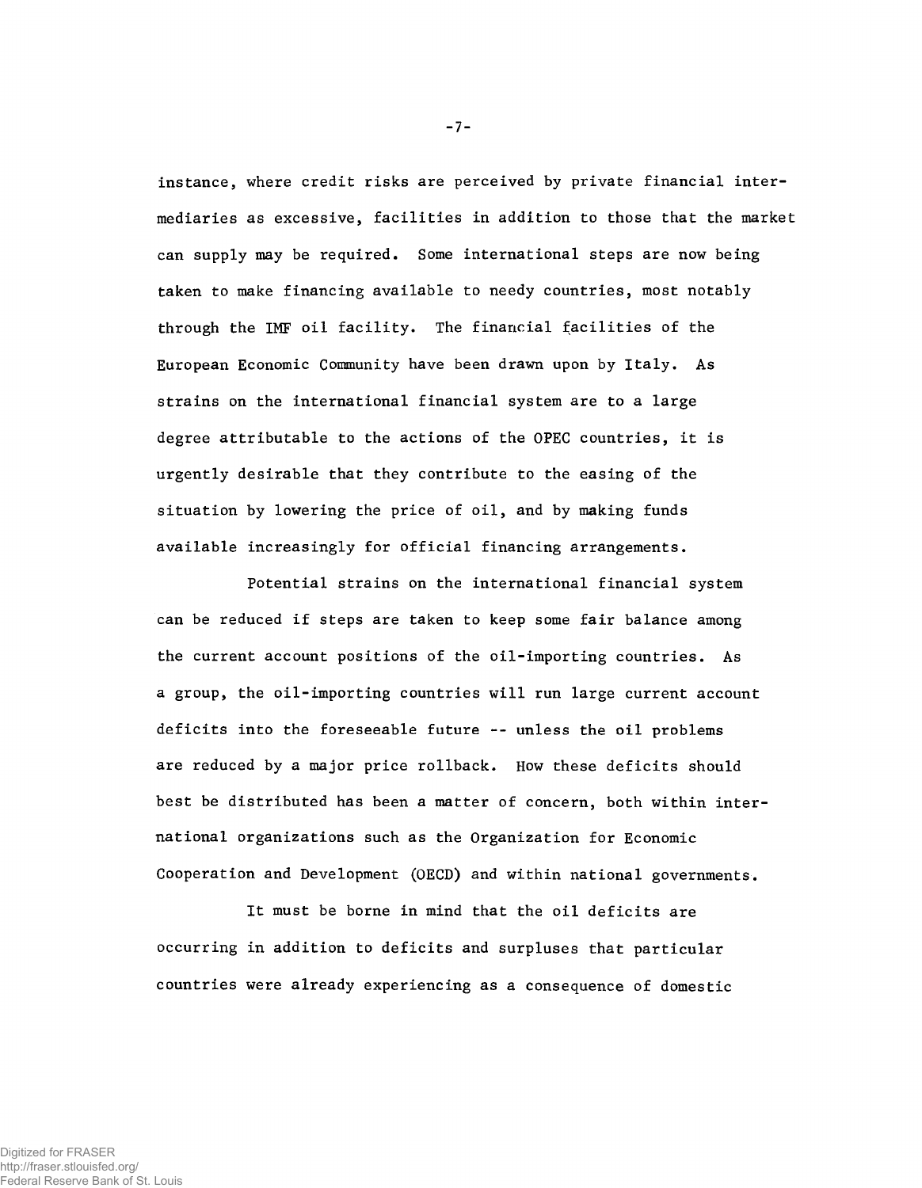instance, where credit risks are perceived by private financial intermediaries as excessive, facilities in addition to those that the market can supply may be required. Some international steps are now being taken to make financing available to needy countries, most notably through the IMF oil facility. The financial facilities of the European Economic Community have been drawn upon by Italy. As strains on the international financial system are to a large degree attributable to the actions of the OPEC countries, it is urgently desirable that they contribute to the easing of the situation by lowering the price of oil, and by making funds available increasingly for official financing arrangements.

Potential strains on the international financial system can be reduced if steps are taken to keep some fair balance among the current account positions of the oil-importing countries. As a group, the oil-importing countries will run large current account deficits into the foreseeable future -- unless the oil problems are reduced by a major price rollback. How these deficits should best be distributed has been a matter of concern, both within international organizations such as the Organization for Economic Cooperation and Development (OECD) and within national governments.

It must be borne in mind that the oil deficits are occurring in addition to deficits and surpluses that particular countries were already experiencing as a consequence of domestic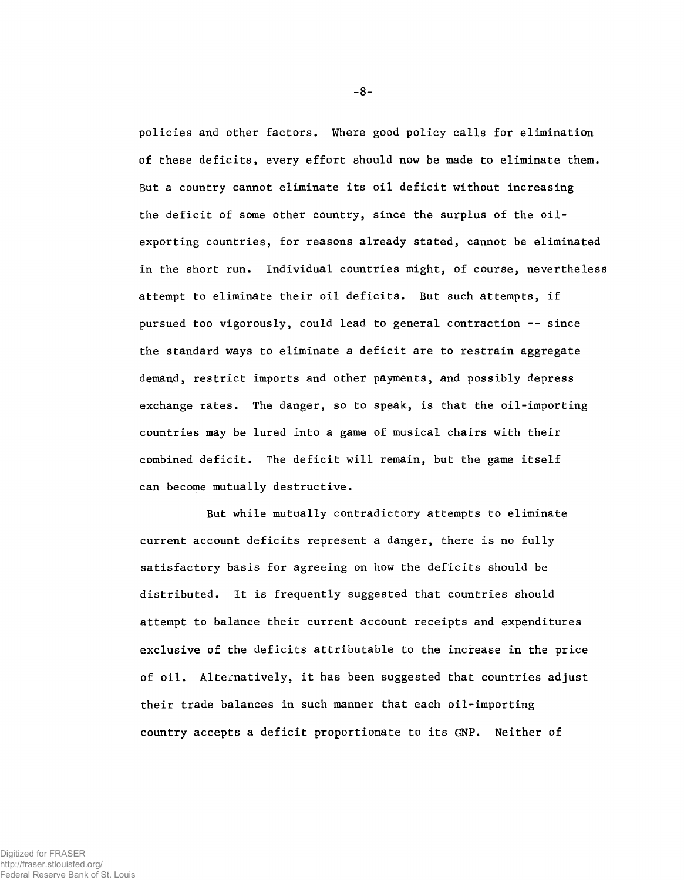policies and other factors. Where good policy calls for elimination of these deficits, every effort should now be made to eliminate them. But a country cannot eliminate its oil deficit without increasing the deficit of some other country, since the surplus of the oil-exporting countries, for reasons already stated, cannot be eliminated in the short run. Individual countries might, of course, nevertheless attempt to eliminate their oil deficits. But such attempts, if pursued too vigorously, could lead to general contraction -- since the standard ways to eliminate a deficit are to restrain aggregate demand, restrict imports and other payments, and possibly depress exchange rates. The danger, so to speak, is that the oil-importing countries may be lured into a game of musical chairs with their combined deficit. The deficit will remain, but the game itself can become mutually destructive.

But while mutually contradictory attempts to eliminate current account deficits represent a danger, there is no fully satisfactory basis for agreeing on how the deficits should be distributed. It is frequently suggested that countries should attempt to balance their current account receipts and expenditures exclusive of the deficits attributable to the increase in the price of oil. Alternatively, it has been suggested that countries adjust their trade balances in such manner that each oil-importing country accepts a deficit proportionate to its GNP. Neither of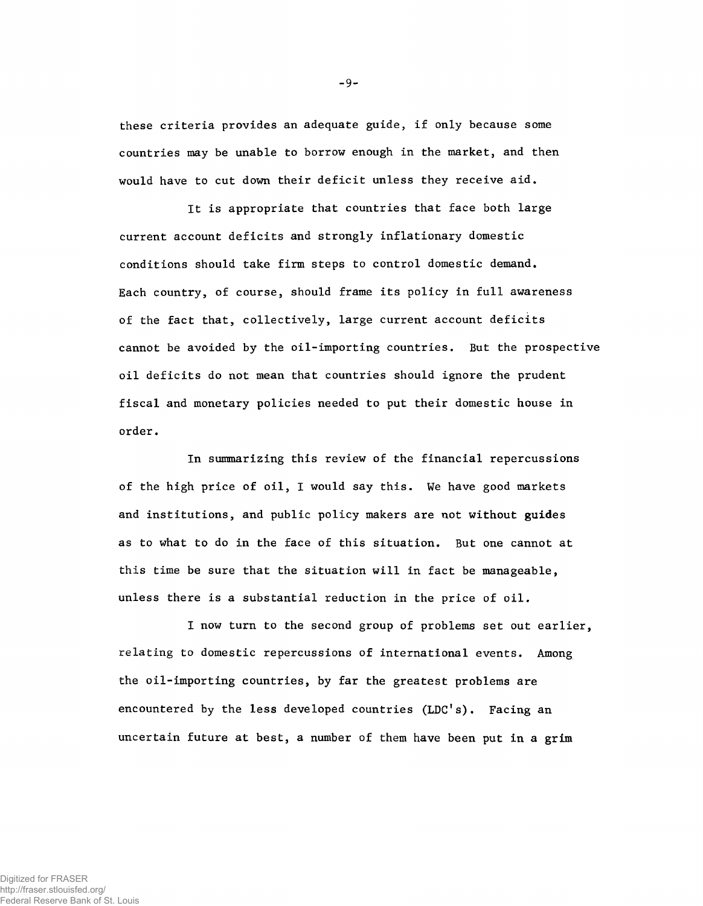these criteria provides an adequate guide, if only because some countries may be unable to borrow enough in the market, and then would have to cut down their deficit unless they receive aid.

It is appropriate that countries that face both large current account deficits and strongly inflationary domestic conditions should take firm steps to control domestic demand. Each country, of course, should frame its policy in full awareness of the fact that, collectively, large current account deficits cannot be avoided by the oil-importing countries. But the prospective oil deficits do not mean that countries should ignore the prudent fiscal and monetary policies needed to put their domestic house in order.

In summarizing this review of the financial repercussions of the high price of oil, I would say this. We have good markets and institutions, and public policy makers are not without guides as to what to do in the face of this situation. But one cannot at this time be sure that the situation will in fact be manageable, unless there is a substantial reduction in the price of oil.

I now turn to the second group of problems set out earlier, relating to domestic repercussions of international events. Among the oil-importing countries, by far the greatest problems are encountered by the less developed countries (LDC's). Facing an uncertain future at best, a number of them have been put in a grim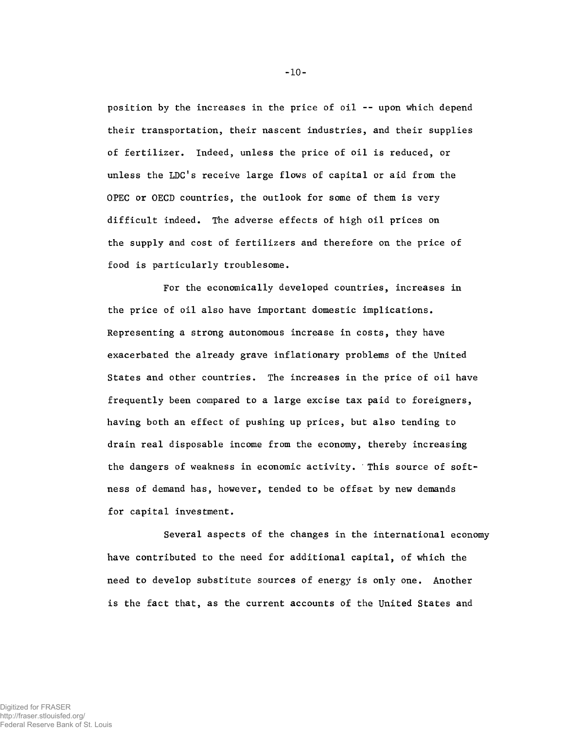position by the increases in the price of oil -- upon which depend their transportation, their nascent industries, and their supplies of fertilizer. Indeed, unless the price of oil is reduced, or unless the LDC's receive large flows of capital or aid from the OPEC or OECD countries, the outlook for some of them is very difficult indeed. The adverse effects of high oil prices on the supply and cost of fertilizers and therefore on the price of food is particularly troublesome.

For the economically developed countries, increases in the price of oil also have important domestic implications. Representing a strong autonomous increase in costs, they have exacerbated the already grave inflationary problems of the United States and other countries. The increases in the price of oil have frequently been compared to a large excise tax paid to foreigners, having both an effect of pushing up prices, but also tending to drain real disposable income from the economy, thereby increasing the dangers of weakness in economic activity. This source of softness of demand has, however, tended to be offset by new demands for capital investment.

Several aspects of the changes in the international economy have contributed to the need for additional capital, of which the need to develop substitute sources of energy is only one. Another is the fact that, as the current accounts of the United States and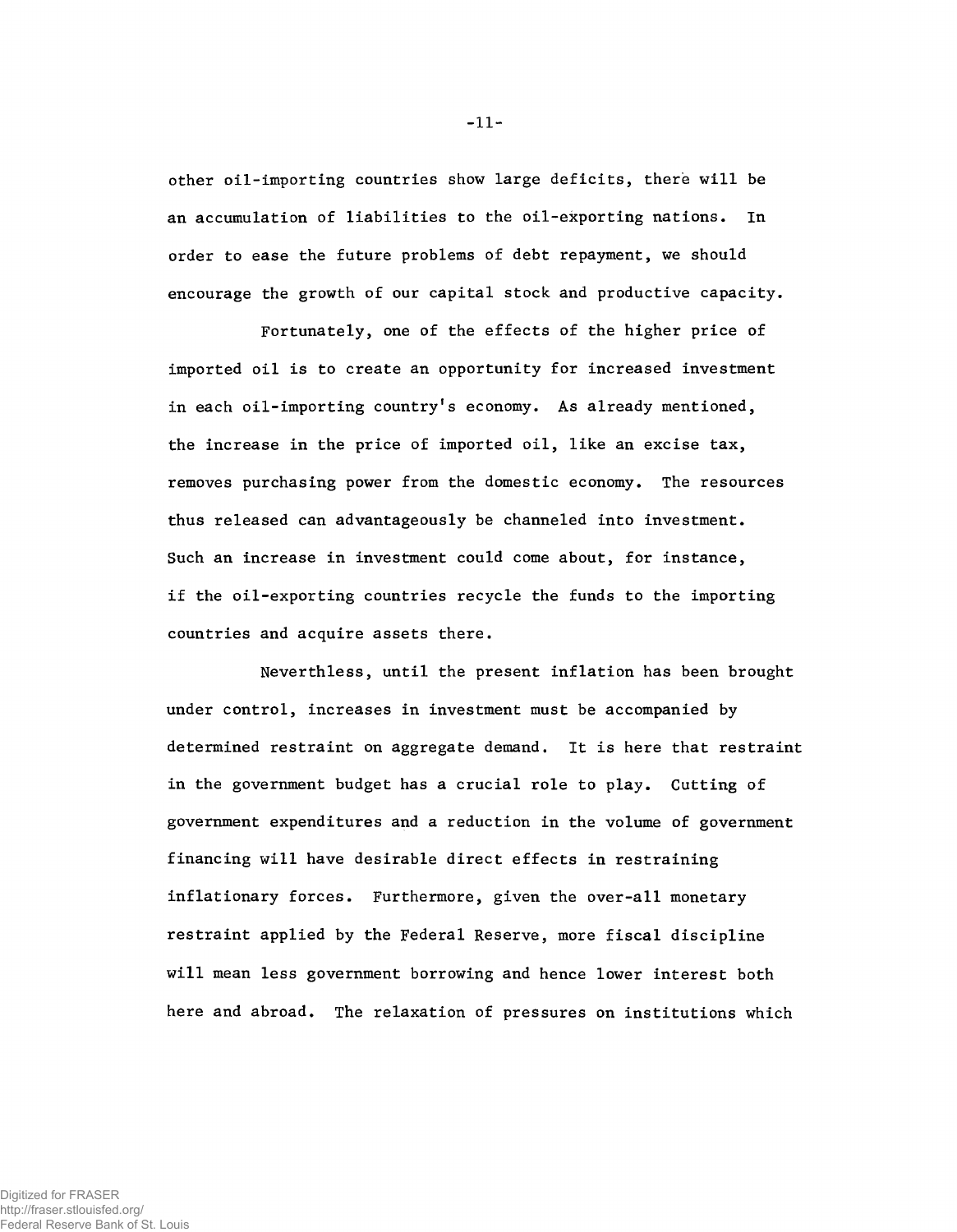other oil-importing countries show large deficits, there will be an accumulation of liabilities to the oil-exporting nations. In order to ease the future problems of debt repayment, we should encourage the growth of our capital stock and productive capacity.

Fortunately, one of the effects of the higher price of imported oil is to create an opportunity for increased investment in each oil-importing country's economy. As already mentioned, the increase in the price of imported oil, like an excise tax, removes purchasing power from the domestic economy. The resources thus released can advantageously be channeled into investment. Such an increase in investment could come about, for instance, if the oil-exporting countries recycle the funds to the importing countries and acquire assets there.

Nevertheless, until the present inflation has been brought under control, increases in investment must be accompanied by determined restraint on aggregate demand. It is here that restraint in the government budget has a crucial role to play. Cutting of government expenditures and a reduction in the volume of government financing will have desirable direct effects in restraining inflationary forces. Furthermore, given the over-all monetary restraint applied by the Federal Reserve, more fiscal discipline will mean less government borrowing and hence lower interest both here and abroad. The relaxation of pressures on institutions which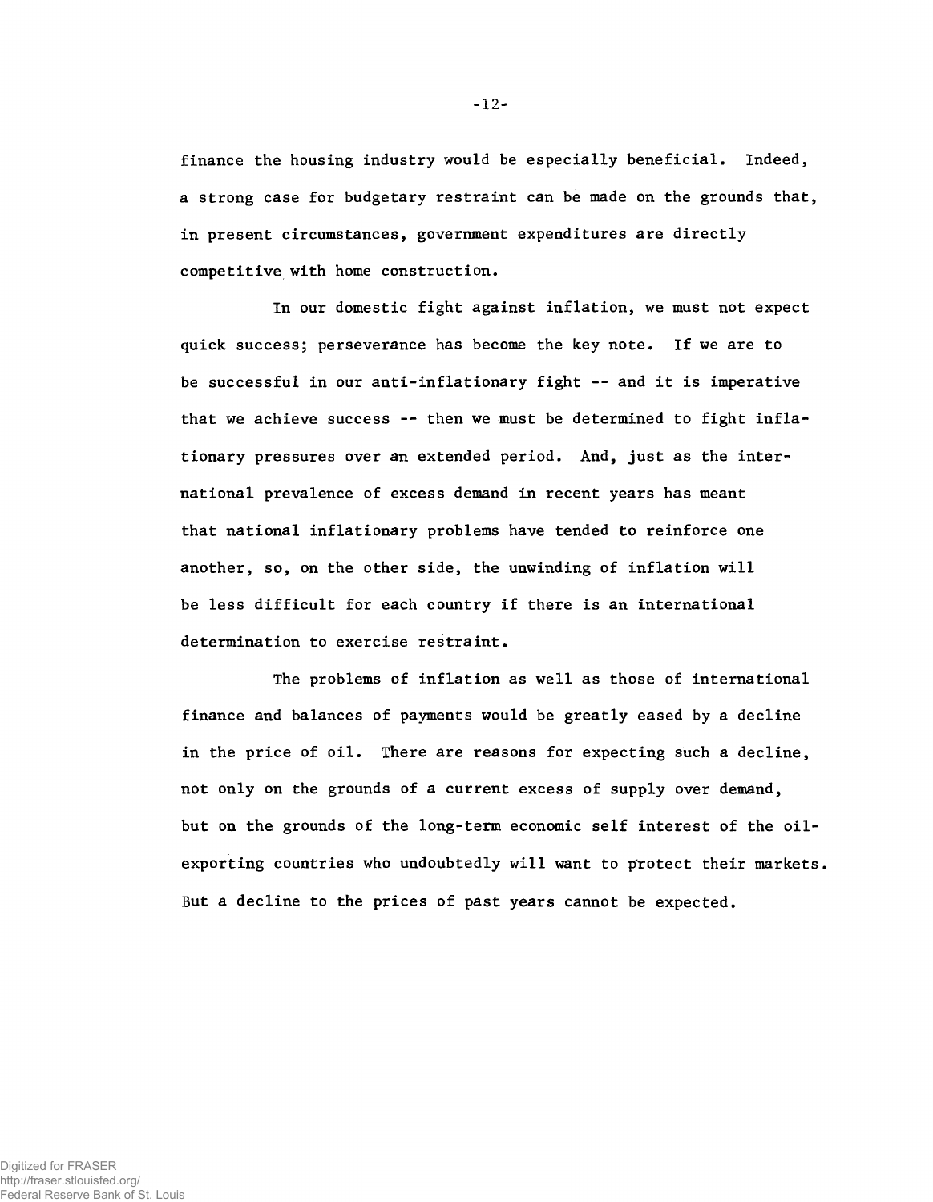finance the housing industry would be especially beneficial. Indeed, a strong case for budgetary restraint can be made on the grounds that, in present circumstances, government expenditures are directly competitive with home construction.

In our domestic fight against inflation, we must not expect quick success; perseverance has become the key note. If we are to be successful in our anti-inflationary fight -- and it is imperative that we achieve success -- then we must be determined to fight inflationary pressures over an extended period. And, just as the international prevalence of excess demand in recent years has meant that national inflationary problems have tended to reinforce one another, so, on the other side, the unwinding of inflation will be less difficult for each country if there is an international determination to exercise restraint.

The problems of inflation as well as those of international finance and balances of payments would be greatly eased by a decline in the price of oil. There are reasons for expecting such a decline, not only on the grounds of a current excess of supply over demand, but on the grounds of the long-term economic self interest of the oil-exporting countries who undoubtedly will want to protect their markets. But a decline to the prices of past years cannot be expected.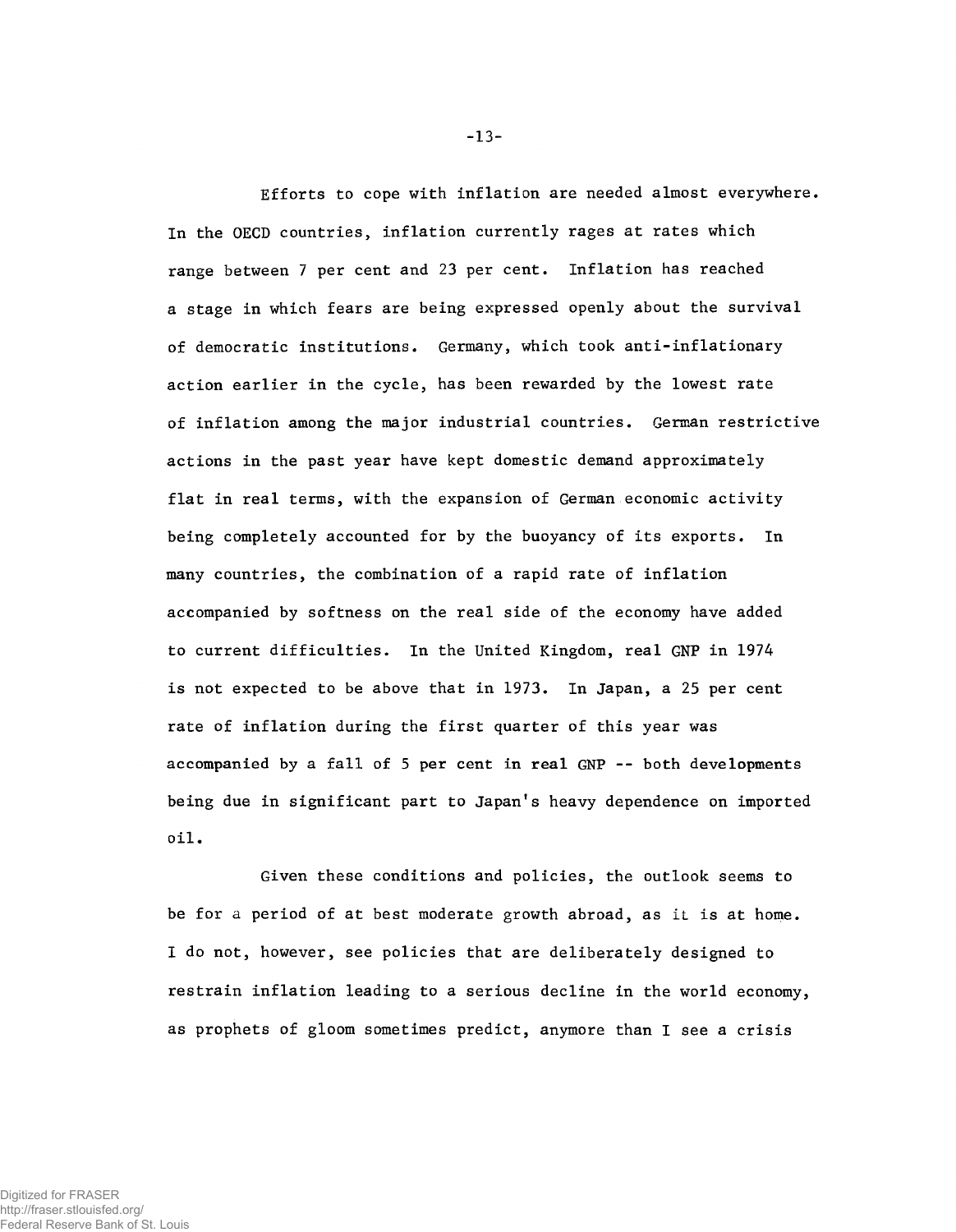Efforts to cope with inflation are needed almost everywhere. In the OECD countries, inflation currently rages at rates which range between 7 per cent and 23 per cent. Inflation has reached a stage in which fears are being expressed openly about the survival of democratic institutions. Germany, which took anti-inflationary action earlier in the cycle, has been rewarded by the lowest rate of inflation among the major industrial countries. German restrictive actions in the past year have kept domestic demand approximately flat in real terms, with the expansion of German economic activity being completely accounted for by the buoyancy of its exports. In many countries, the combination of a rapid rate of inflation accompanied by softness on the real side of the economy have added to current difficulties. In the United Kingdom, real GNP in 1974 is not expected to be above that in 1973. In Japan, a 25 per cent rate of inflation during the first quarter of this year was accompanied by a fall of 5 per cent in real GNP -- both developments being due in significant part to Japan's heavy dependence on imported oil.

Given these conditions and policies, the outlook seems to be for a period of at best moderate growth abroad, as it is at home. I do not, however, see policies that are deliberately designed to restrain inflation leading to a serious decline in the world economy, as prophets of gloom sometimes predict, anymore than I see a crisis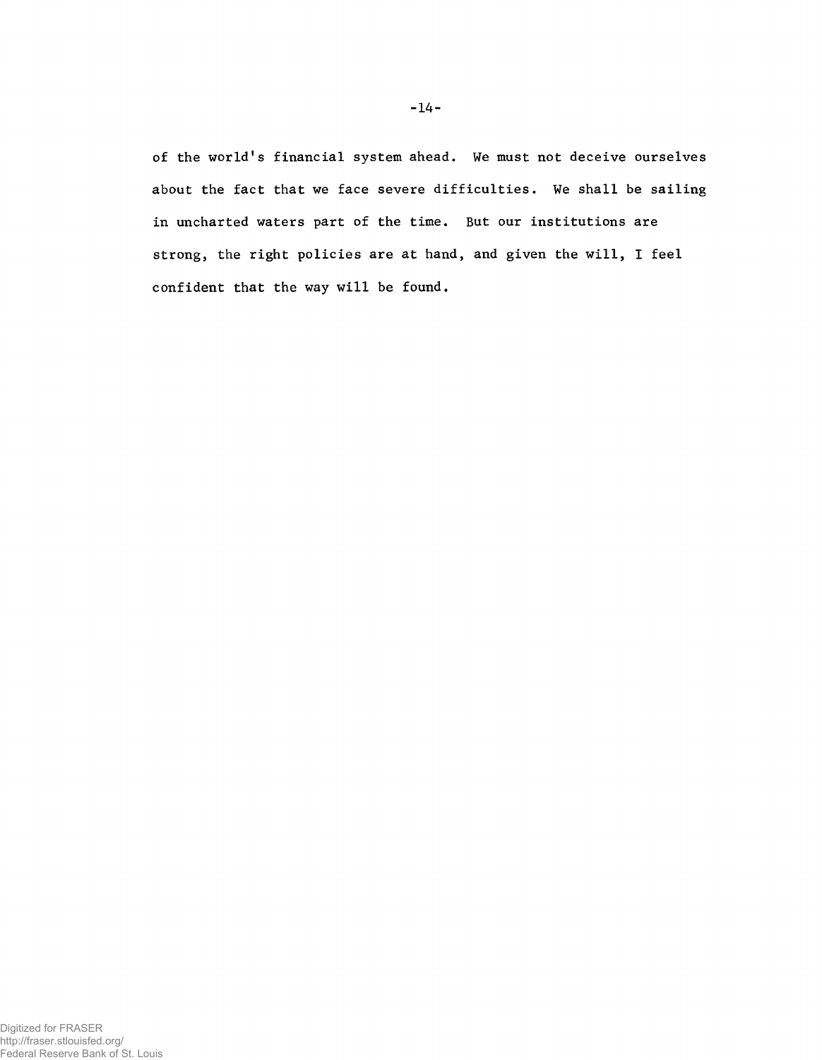of the world's financial system ahead. We must not deceive ourselves about the fact that we face severe difficulties. We shall be sailing in uncharted waters part of the time. But our institutions are strong, the right policies are at hand, and given the will, I feel confident that the way will be found.